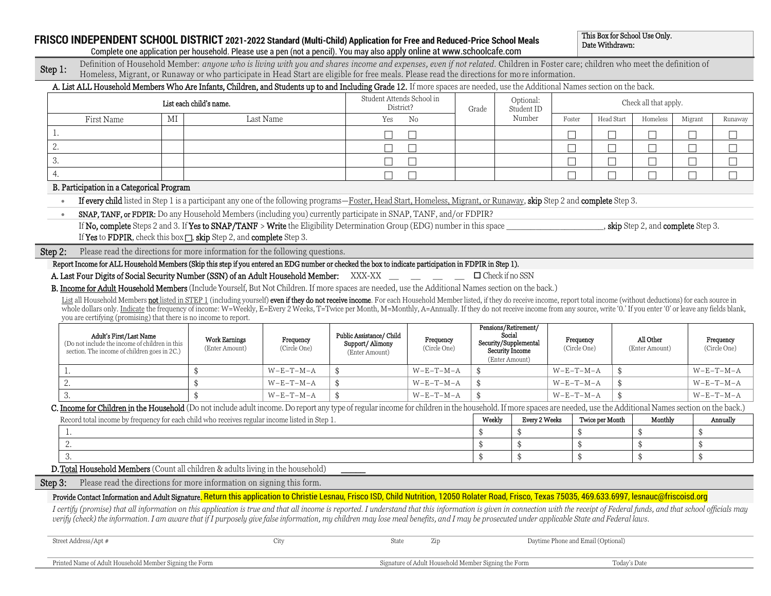# FRISCO INDEPENDENT SCHOOL DISTRICT 2021-2022 Standard (Multi-Child) Application for Free and Reduced-Price School Meals

Complete one application per household. Please use a pen (not a pencil). You may also apply online at www.schoolcafe.com

This Box for School Use Only.
Date Withdrawn:

## Step 1:

Definition of Household Member: *anyone who is living with you and shares income and expenses, even if not related.* Children in Foster care; children who meet the definition of Homeless, Migrant, or Runaway or who participate in Head Start are eligible for free meals. Please read the directions for more information.

**A. List ALL Household Members Who Are Infants, Children, and Students up to and Including Grade 12.** If more spaces are needed, use the Additional Names section on the back.

| List each child's name. | | | Student Attends School in District? | | Grade | Optional: Student ID Number | Check all that apply. | | | | |
|---|---|---|---|---|---|---|---|---|---|---|---|
| First Name | MI | Last Name | Yes | No | | | Foster | Head Start | Homeless | Migrant | Runaway |
| 1. | | | ☐ | ☐ | | | ☐ | ☐ | ☐ | ☐ | ☐ |
| 2. | | | ☐ | ☐ | | | ☐ | ☐ | ☐ | ☐ | ☐ |
| 3. | | | ☐ | ☐ | | | ☐ | ☐ | ☐ | ☐ | ☐ |
| 4. | | | ☐ | ☐ | | | ☐ | ☐ | ☐ | ☐ | ☐ |

**B. Participation in a Categorical Program**

- **If every child** listed in Step 1 is a participant any one of the following programs—Foster, Head Start, Homeless, Migrant, or Runaway, **skip** Step 2 and **complete** Step 3.
- **SNAP, TANF, or FDPIR:** Do any Household Members (including you) currently participate in SNAP, TANF, and/or FDPIR?

  If **No, complete** Steps 2 and 3. If **Yes to SNAP/TANF** > **Write** the Eligibility Determination Group (EDG) number in this space ________________________, **skip** Step 2, and **complete** Step 3.

  If **Yes** to **FDPIR**, check this box ☐, **skip** Step 2, and **complete** Step 3.

## Step 2:

Please read the directions for more information for the following questions.

**Report Income for ALL Household Members (Skip this step if you entered an EDG number or checked the box to indicate participation in FDPIR in Step 1).**

**A. Last Four Digits of Social Security Number (SSN) of an Adult Household Member:** XXX-XX __ __ __ __ ☐ Check if no SSN

**B. Income for Adult Household Members** (Include Yourself, But Not Children. If more spaces are needed, use the Additional Names section on the back.)

List all Household Members **not** listed in STEP 1 (including yourself) **even if they do not receive income**. For each Household Member listed, if they do receive income, report total income (without deductions) for each source in whole dollars only. Indicate the frequency of income: W=Weekly, E=Every 2 Weeks, T=Twice per Month, M=Monthly, A=Annually. If they do not receive income from any source, write '0.' If you enter '0' or leave any fields blank, you are certifying (promising) that there is no income to report.

| Adult's First/Last Name (Do not include the income of children in this section. The income of children goes in 2C.) | Work Earnings (Enter Amount) | Frequency (Circle One) | Public Assistance/ Child Support/ Alimony (Enter Amount) | Frequency (Circle One) | Pensions/Retirement/ Social Security/Supplemental Security Income (Enter Amount) | Frequency (Circle One) | All Other (Enter Amount) | Frequency (Circle One) |
|---|---|---|---|---|---|---|---|---|
| 1. | $ | W–E–T–M–A | $ | W–E–T–M–A | $ | W–E–T–M–A | $ | W–E–T–M–A |
| 2. | $ | W–E–T–M–A | $ | W–E–T–M–A | $ | W–E–T–M–A | $ | W–E–T–M–A |
| 3. | $ | W–E–T–M–A | $ | W–E–T–M–A | $ | W–E–T–M–A | $ | W–E–T–M–A |

**C. Income for Children in the Household** (Do not include adult income. Do report any type of regular income for children in the household. If more spaces are needed, use the Additional Names section on the back.)

| Record total income by frequency for each child who receives regular income listed in Step 1. | Weekly | Every 2 Weeks | Twice per Month | Monthly | Annually |
|---|---|---|---|---|---|
| 1. | $ | $ | $ | $ | $ |
| 2. | $ | $ | $ | $ | $ |
| 3. | $ | $ | $ | $ | $ |

**D. Total Household Members** (Count all children & adults living in the household) ______

## Step 3:

Please read the directions for more information on signing this form.

**Provide Contact Information and Adult Signature.** Return this application to Christie Lesnau, Frisco ISD, Child Nutrition, 12050 Rolater Road, Frisco, Texas 75035, 469.633.6997, lesnauc@friscoisd.org

*I certify (promise) that all information on this application is true and that all income is reported. I understand that this information is given in connection with the receipt of Federal funds, and that school officials may verify (check) the information. I am aware that if I purposely give false information, my children may lose meal benefits, and I may be prosecuted under applicable State and Federal laws.*

Street Address/Apt # | City | State | Zip | Daytime Phone and Email (Optional)

Printed Name of Adult Household Member Signing the Form | Signature of Adult Household Member Signing the Form | Today's Date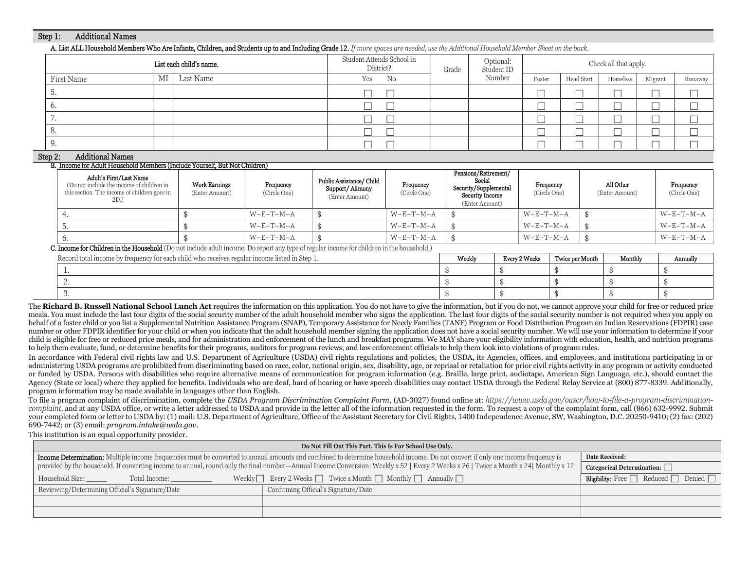## Step 1: Additional Names

**A. List ALL Household Members Who Are Infants, Children, and Students up to and Including Grade 12.** *If more spaces are needed, use the Additional Household Member Sheet on the back.*

| List each child's name. | | | Student Attends School in District? | | Grade | Optional: Student ID Number | Check all that apply. | | | | |
|---|---|---|---|---|---|---|---|---|---|---|---|
| First Name | MI | Last Name | Yes | No | | | Foster | Head Start | Homeless | Migrant | Runaway |
| 5. | | | ☐ | ☐ | | | ☐ | ☐ | ☐ | ☐ | ☐ |
| 6. | | | ☐ | ☐ | | | ☐ | ☐ | ☐ | ☐ | ☐ |
| 7. | | | ☐ | ☐ | | | ☐ | ☐ | ☐ | ☐ | ☐ |
| 8. | | | ☐ | ☐ | | | ☐ | ☐ | ☐ | ☐ | ☐ |
| 9. | | | ☐ | ☐ | | | ☐ | ☐ | ☐ | ☐ | ☐ |

## Step 2: Additional Names

**B. Income for Adult Household Members (Include Yourself, But Not Children)**

| Adult's First/Last Name (Do not include the income of children in this section. The income of children goes in 2D.) | Work Earnings (Enter Amount) | Frequency (Circle One) | Public Assistance/ Child Support/ Alimony (Enter Amount) | Frequency (Circle One) | Pensions/Retirement/ Social Security/Supplemental Security Income (Enter Amount) | Frequency (Circle One) | All Other (Enter Amount) | Frequency (Circle One) |
|---|---|---|---|---|---|---|---|---|
| 4. | $ | W–E–T–M–A | $ | W–E–T–M–A | $ | W–E–T–M–A | $ | W–E–T–M–A |
| 5. | $ | W–E–T–M–A | $ | W–E–T–M–A | $ | W–E–T–M–A | $ | W–E–T–M–A |
| 6. | $ | W–E–T–M–A | $ | W–E–T–M–A | $ | W–E–T–M–A | $ | W–E–T–M–A |

**C. Income for Children in the Household** (Do not include adult income. Do report any type of regular income for children in the household.)

| Record total income by frequency for each child who receives regular income listed in Step 1. | Weekly | Every 2 Weeks | Twice per Month | Monthly | Annually |
|---|---|---|---|---|---|
| 1. | $ | $ | $ | $ | $ |
| 2. | $ | $ | $ | $ | $ |
| 3. | $ | $ | $ | $ | $ |

The **Richard B. Russell National School Lunch Act** requires the information on this application. You do not have to give the information, but if you do not, we cannot approve your child for free or reduced price meals. You must include the last four digits of the social security number of the adult household member who signs the application. The last four digits of the social security number is not required when you apply on behalf of a foster child or you list a Supplemental Nutrition Assistance Program (SNAP), Temporary Assistance for Needy Families (TANF) Program or Food Distribution Program on Indian Reservations (FDPIR) case number or other FDPIR identifier for your child or when you indicate that the adult household member signing the application does not have a social security number. We will use your information to determine if your child is eligible for free or reduced price meals, and for administration and enforcement of the lunch and breakfast programs. We MAY share your eligibility information with education, health, and nutrition programs to help them evaluate, fund, or determine benefits for their programs, auditors for program reviews, and law enforcement officials to help them look into violations of program rules.

In accordance with Federal civil rights law and U.S. Department of Agriculture (USDA) civil rights regulations and policies, the USDA, its Agencies, offices, and employees, and institutions participating in or administering USDA programs are prohibited from discriminating based on race, color, national origin, sex, disability, age, or reprisal or retaliation for prior civil rights activity in any program or activity conducted or funded by USDA. Persons with disabilities who require alternative means of communication for program information (e.g. Braille, large print, audiotape, American Sign Language, etc.), should contact the Agency (State or local) where they applied for benefits. Individuals who are deaf, hard of hearing or have speech disabilities may contact USDA through the Federal Relay Service at (800) 877-8339. Additionally, program information may be made available in languages other than English.

To file a program complaint of discrimination, complete the *USDA Program Discrimination Complaint Form*, (AD-3027) found online at: *https://www.usda.gov/oascr/how-to-file-a-program-discrimination-complaint*, and at any USDA office, or write a letter addressed to USDA and provide in the letter all of the information requested in the form. To request a copy of the complaint form, call (866) 632-9992. Submit your completed form or letter to USDA by: (1) mail: U.S. Department of Agriculture, Office of the Assistant Secretary for Civil Rights, 1400 Independence Avenue, SW, Washington, D.C. 20250-9410; (2) fax: (202) 690-7442; or (3) email: *program.intake@usda.gov*.

This institution is an equal opportunity provider.

| Do Not Fill Out This Part. This Is For School Use Only. | | |
|---|---|---|
| **Income Determination:** Multiple income frequencies must be converted to annual amounts and combined to determine household income. Do not convert if only one income frequency is provided by the household. If converting income to annual, round only the final number—Annual Income Conversion: Weekly x 52 \| Every 2 Weeks x 26 \| Twice a Month x 24\| Monthly x 12 | | **Date Received:** |
| | | **Categorical Determination:** ☐ |
| Household Size: _____ Total Income: __________ Weekly ☐ Every 2 Weeks ☐ Twice a Month ☐ Monthly ☐ Annually ☐ | | **Eligibility:** Free ☐ Reduced ☐ Denied ☐ |
| Reviewing/Determining Official's Signature/Date | Confirming Official's Signature/Date | |
| | | |
| | | |